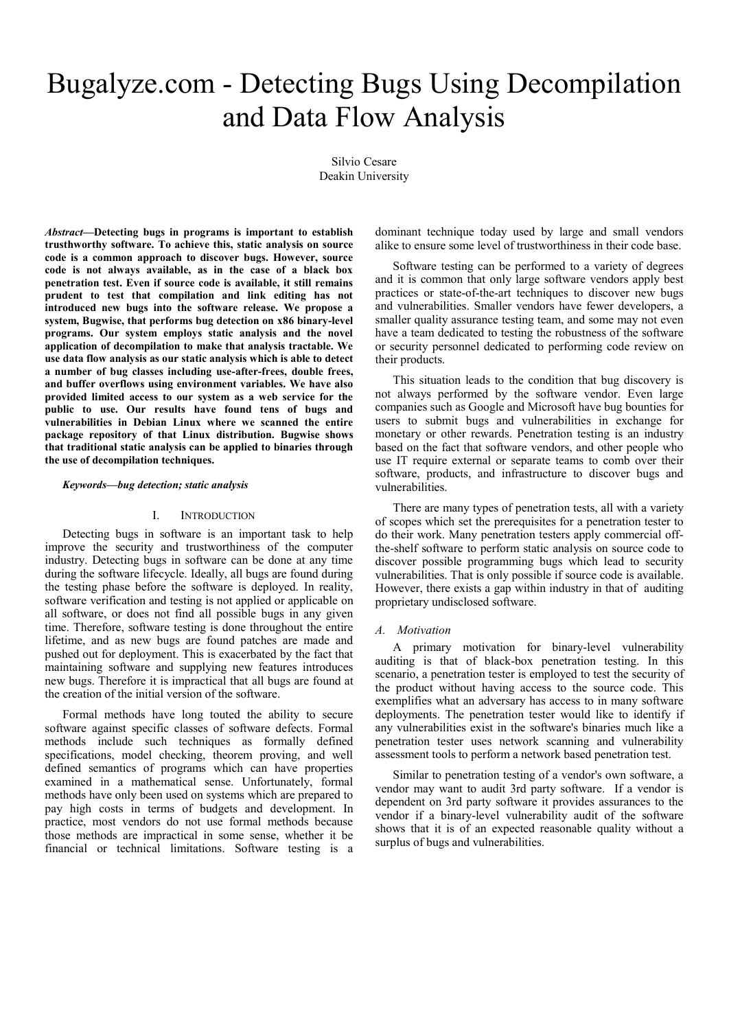# Bugalyze.com - Detecting Bugs Using Decompilation and Data Flow Analysis

Silvio Cesare
Deakin University

***Abstract*—Detecting bugs in programs is important to establish trusthworthy software. To achieve this, static analysis on source code is a common approach to discover bugs. However, source code is not always available, as in the case of a black box penetration test. Even if source code is available, it still remains prudent to test that compilation and link editing has not introduced new bugs into the software release. We propose a system, Bugwise, that performs bug detection on x86 binary-level programs. Our system employs static analysis and the novel application of decompilation to make that analysis tractable. We use data flow analysis as our static analysis which is able to detect a number of bug classes including use-after-frees, double frees, and buffer overflows using environment variables. We have also provided limited access to our system as a web service for the public to use. Our results have found tens of bugs and vulnerabilities in Debian Linux where we scanned the entire package repository of that Linux distribution. Bugwise shows that traditional static analysis can be applied to binaries through the use of decompilation techniques.**

***Keywords—bug detection; static analysis***

## I. Introduction

Detecting bugs in software is an important task to help improve the security and trustworthiness of the computer industry. Detecting bugs in software can be done at any time during the software lifecycle. Ideally, all bugs are found during the testing phase before the software is deployed. In reality, software verification and testing is not applied or applicable on all software, or does not find all possible bugs in any given time. Therefore, software testing is done throughout the entire lifetime, and as new bugs are found patches are made and pushed out for deployment. This is exacerbated by the fact that maintaining software and supplying new features introduces new bugs. Therefore it is impractical that all bugs are found at the creation of the initial version of the software.

Formal methods have long touted the ability to secure software against specific classes of software defects. Formal methods include such techniques as formally defined specifications, model checking, theorem proving, and well defined semantics of programs which can have properties examined in a mathematical sense. Unfortunately, formal methods have only been used on systems which are prepared to pay high costs in terms of budgets and development. In practice, most vendors do not use formal methods because those methods are impractical in some sense, whether it be financial or technical limitations. Software testing is a dominant technique today used by large and small vendors alike to ensure some level of trustworthiness in their code base.

Software testing can be performed to a variety of degrees and it is common that only large software vendors apply best practices or state-of-the-art techniques to discover new bugs and vulnerabilities. Smaller vendors have fewer developers, a smaller quality assurance testing team, and some may not even have a team dedicated to testing the robustness of the software or security personnel dedicated to performing code review on their products.

This situation leads to the condition that bug discovery is not always performed by the software vendor. Even large companies such as Google and Microsoft have bug bounties for users to submit bugs and vulnerabilities in exchange for monetary or other rewards. Penetration testing is an industry based on the fact that software vendors, and other people who use IT require external or separate teams to comb over their software, products, and infrastructure to discover bugs and vulnerabilities.

There are many types of penetration tests, all with a variety of scopes which set the prerequisites for a penetration tester to do their work. Many penetration testers apply commercial off-the-shelf software to perform static analysis on source code to discover possible programming bugs which lead to security vulnerabilities. That is only possible if source code is available. However, there exists a gap within industry in that of auditing proprietary undisclosed software.

### *A. Motivation*

A primary motivation for binary-level vulnerability auditing is that of black-box penetration testing. In this scenario, a penetration tester is employed to test the security of the product without having access to the source code. This exemplifies what an adversary has access to in many software deployments. The penetration tester would like to identify if any vulnerabilities exist in the software's binaries much like a penetration tester uses network scanning and vulnerability assessment tools to perform a network based penetration test.

Similar to penetration testing of a vendor's own software, a vendor may want to audit 3rd party software. If a vendor is dependent on 3rd party software it provides assurances to the vendor if a binary-level vulnerability audit of the software shows that it is of an expected reasonable quality without a surplus of bugs and vulnerabilities.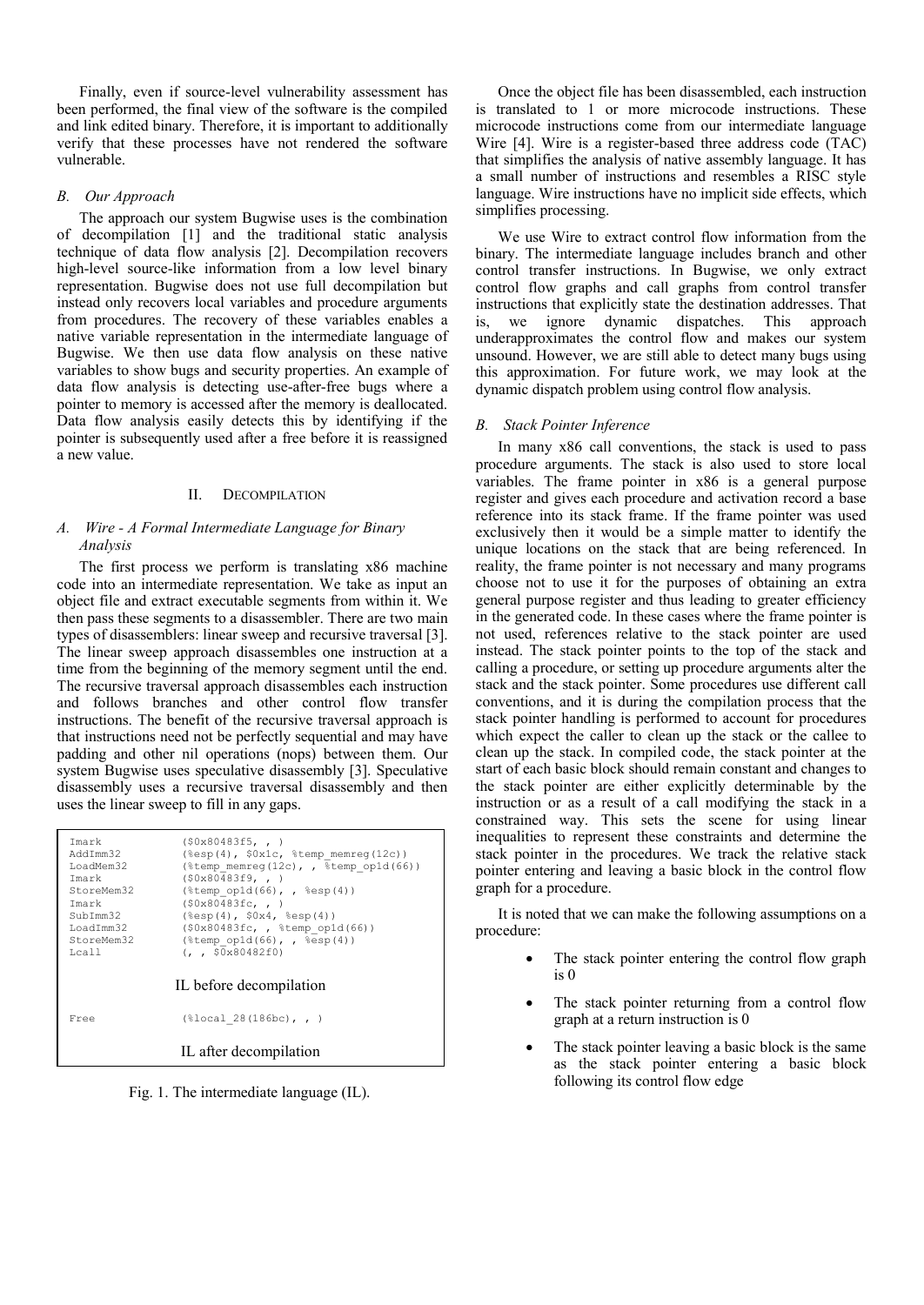Finally, even if source-level vulnerability assessment has been performed, the final view of the software is the compiled and link edited binary. Therefore, it is important to additionally verify that these processes have not rendered the software vulnerable.

### *B. Our Approach*

The approach our system Bugwise uses is the combination of decompilation [1] and the traditional static analysis technique of data flow analysis [2]. Decompilation recovers high-level source-like information from a low level binary representation. Bugwise does not use full decompilation but instead only recovers local variables and procedure arguments from procedures. The recovery of these variables enables a native variable representation in the intermediate language of Bugwise. We then use data flow analysis on these native variables to show bugs and security properties. An example of data flow analysis is detecting use-after-free bugs where a pointer to memory is accessed after the memory is deallocated. Data flow analysis easily detects this by identifying if the pointer is subsequently used after a free before it is reassigned a new value.

## II. Decompilation

### *A. Wire - A Formal Intermediate Language for Binary Analysis*

The first process we perform is translating x86 machine code into an intermediate representation. We take as input an object file and extract executable segments from within it. We then pass these segments to a disassembler. There are two main types of disassemblers: linear sweep and recursive traversal [3]. The linear sweep approach disassembles one instruction at a time from the beginning of the memory segment until the end. The recursive traversal approach disassembles each instruction and follows branches and other control flow transfer instructions. The benefit of the recursive traversal approach is that instructions need not be perfectly sequential and may have padding and other nil operations (nops) between them. Our system Bugwise uses speculative disassembly [3]. Speculative disassembly uses a recursive traversal disassembly and then uses the linear sweep to fill in any gaps.

```
Imark          ($0x80483f5, , )
AddImm32       (%esp(4), $0x1c, %temp_memreg(12c))
LoadMem32      (%temp_memreg(12c), , %temp_op1d(66))
Imark          ($0x80483f9, , )
StoreMem32     (%temp_op1d(66), , %esp(4))
Imark          ($0x80483fc, , )
SubImm32       (%esp(4), $0x4, %esp(4))
LoadImm32      ($0x80483fc, , %temp_op1d(66))
StoreMem32     (%temp_op1d(66), , %esp(4))
Lcall          (, , $0x80482f0)
```

IL before decompilation

```
Free           (%local_28(186bc), , )
```

IL after decompilation

Fig. 1. The intermediate language (IL).

Once the object file has been disassembled, each instruction is translated to 1 or more microcode instructions. These microcode instructions come from our intermediate language Wire [4]. Wire is a register-based three address code (TAC) that simplifies the analysis of native assembly language. It has a small number of instructions and resembles a RISC style language. Wire instructions have no implicit side effects, which simplifies processing.

We use Wire to extract control flow information from the binary. The intermediate language includes branch and other control transfer instructions. In Bugwise, we only extract control flow graphs and call graphs from control transfer instructions that explicitly state the destination addresses. That is, we ignore dynamic dispatches. This approach underapproximates the control flow and makes our system unsound. However, we are still able to detect many bugs using this approximation. For future work, we may look at the dynamic dispatch problem using control flow analysis.

### *B. Stack Pointer Inference*

In many x86 call conventions, the stack is used to pass procedure arguments. The stack is also used to store local variables. The frame pointer in x86 is a general purpose register and gives each procedure and activation record a base reference into its stack frame. If the frame pointer was used exclusively then it would be a simple matter to identify the unique locations on the stack that are being referenced. In reality, the frame pointer is not necessary and many programs choose not to use it for the purposes of obtaining an extra general purpose register and thus leading to greater efficiency in the generated code. In these cases where the frame pointer is not used, references relative to the stack pointer are used instead. The stack pointer points to the top of the stack and calling a procedure, or setting up procedure arguments alter the stack and the stack pointer. Some procedures use different call conventions, and it is during the compilation process that the stack pointer handling is performed to account for procedures which expect the caller to clean up the stack or the callee to clean up the stack. In compiled code, the stack pointer at the start of each basic block should remain constant and changes to the stack pointer are either explicitly determinable by the instruction or as a result of a call modifying the stack in a constrained way. This sets the scene for using linear inequalities to represent these constraints and determine the stack pointer in the procedures. We track the relative stack pointer entering and leaving a basic block in the control flow graph for a procedure.

It is noted that we can make the following assumptions on a procedure:

- The stack pointer entering the control flow graph is 0
- The stack pointer returning from a control flow graph at a return instruction is 0
- The stack pointer leaving a basic block is the same as the stack pointer entering a basic block following its control flow edge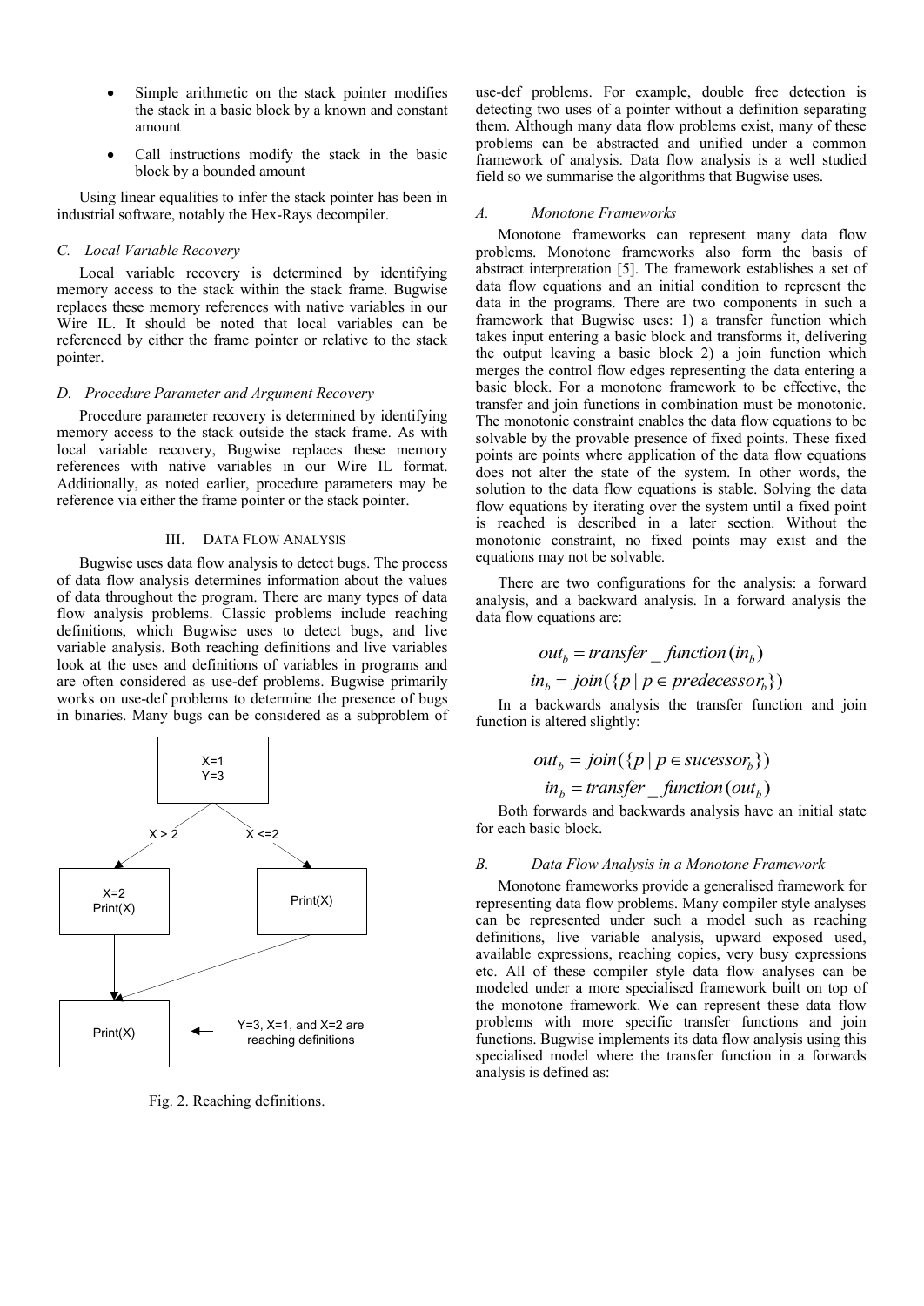- Simple arithmetic on the stack pointer modifies the stack in a basic block by a known and constant amount
- Call instructions modify the stack in the basic block by a bounded amount

Using linear equalities to infer the stack pointer has been in industrial software, notably the Hex-Rays decompiler.

### C. Local Variable Recovery

Local variable recovery is determined by identifying memory access to the stack within the stack frame. Bugwise replaces these memory references with native variables in our Wire IL. It should be noted that local variables can be referenced by either the frame pointer or relative to the stack pointer.

### D. Procedure Parameter and Argument Recovery

Procedure parameter recovery is determined by identifying memory access to the stack outside the stack frame. As with local variable recovery, Bugwise replaces these memory references with native variables in our Wire IL format. Additionally, as noted earlier, procedure parameters may be reference via either the frame pointer or the stack pointer.

## III. Data Flow Analysis

Bugwise uses data flow analysis to detect bugs. The process of data flow analysis determines information about the values of data throughout the program. There are many types of data flow analysis problems. Classic problems include reaching definitions, which Bugwise uses to detect bugs, and live variable analysis. Both reaching definitions and live variables look at the uses and definitions of variables in programs and are often considered as use-def problems. Bugwise primarily works on use-def problems to determine the presence of bugs in binaries. Many bugs can be considered as a subproblem of use-def problems. For example, double free detection is detecting two uses of a pointer without a definition separating them. Although many data flow problems exist, many of these problems can be abstracted and unified under a common framework of analysis. Data flow analysis is a well studied field so we summarise the algorithms that Bugwise uses.

X=1
Y=3

X > 2

X <=2

X=2
Print(X)

Print(X)

Print(X)

Y=3, X=1, and X=2 are reaching definitions

Fig. 2. Reaching definitions.

### A. Monotone Frameworks

Monotone frameworks can represent many data flow problems. Monotone frameworks also form the basis of abstract interpretation [5]. The framework establishes a set of data flow equations and an initial condition to represent the data in the programs. There are two components in such a framework that Bugwise uses: 1) a transfer function which takes input entering a basic block and transforms it, delivering the output leaving a basic block 2) a join function which merges the control flow edges representing the data entering a basic block. For a monotone framework to be effective, the transfer and join functions in combination must be monotonic. The monotonic constraint enables the data flow equations to be solvable by the provable presence of fixed points. These fixed points are points where application of the data flow equations does not alter the state of the system. In other words, the solution to the data flow equations is stable. Solving the data flow equations by iterating over the system until a fixed point is reached is described in a later section. Without the monotonic constraint, no fixed points may exist and the equations may not be solvable.

There are two configurations for the analysis: a forward analysis, and a backward analysis. In a forward analysis the data flow equations are:

$$out_b = transfer\_function(in_b)$$

$$in_b = join(\{p \mid p \in predecessor_b\})$$

In a backwards analysis the transfer function and join function is altered slightly:

$$out_b = join(\{p \mid p \in sucessor_b\})$$

$$in_b = transfer\_function(out_b)$$

Both forwards and backwards analysis have an initial state for each basic block.

### B. Data Flow Analysis in a Monotone Framework

Monotone frameworks provide a generalised framework for representing data flow problems. Many compiler style analyses can be represented under such a model such as reaching definitions, live variable analysis, upward exposed used, available expressions, reaching copies, very busy expressions etc. All of these compiler style data flow analyses can be modeled under a more specialised framework built on top of the monotone framework. We can represent these data flow problems with more specific transfer functions and join functions. Bugwise implements its data flow analysis using this specialised model where the transfer function in a forwards analysis is defined as: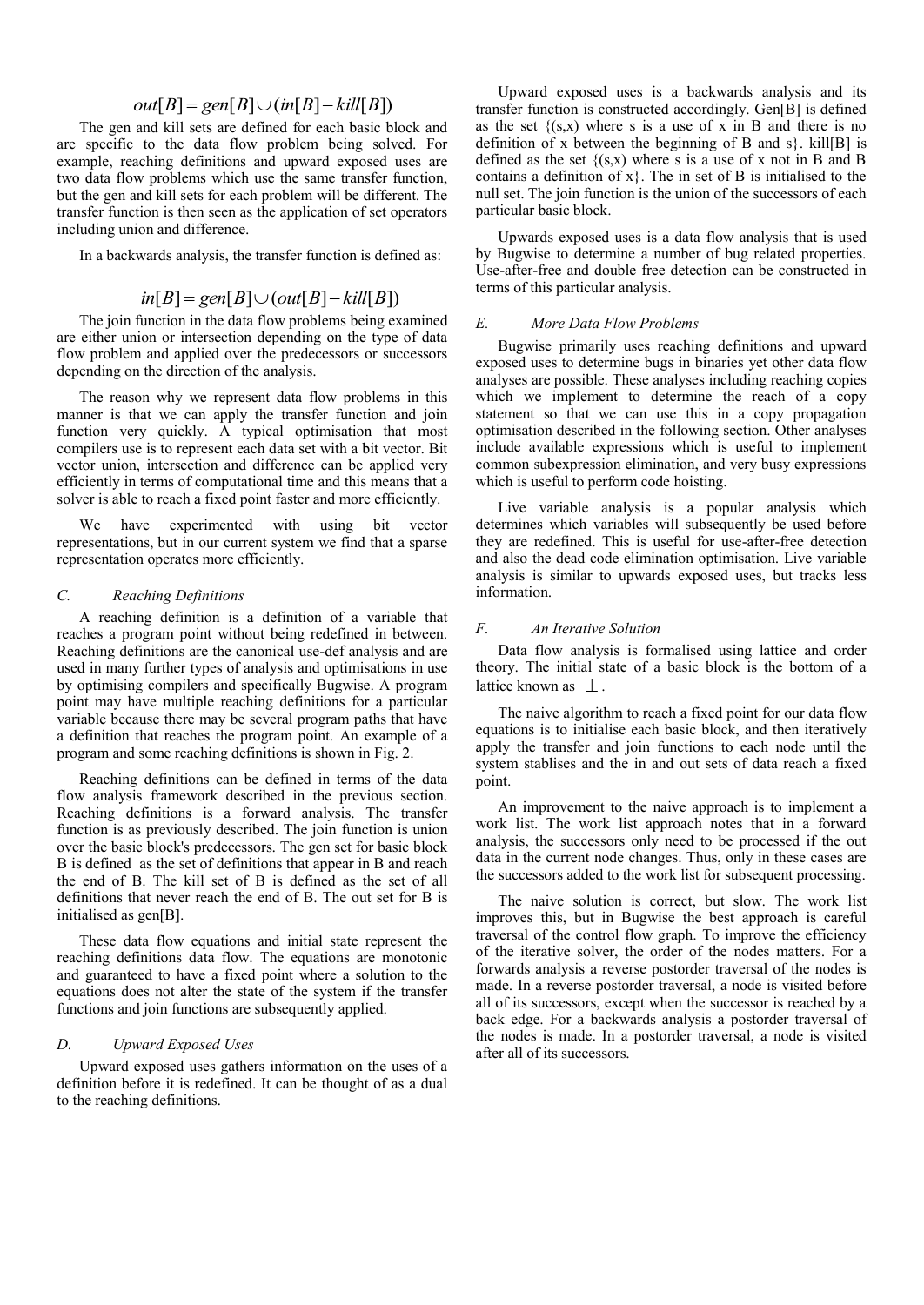$$out[B] = gen[B] \cup (in[B] - kill[B])$$

The gen and kill sets are defined for each basic block and are specific to the data flow problem being solved. For example, reaching definitions and upward exposed uses are two data flow problems which use the same transfer function, but the gen and kill sets for each problem will be different. The transfer function is then seen as the application of set operators including union and difference.

In a backwards analysis, the transfer function is defined as:

$$in[B] = gen[B] \cup (out[B] - kill[B])$$

The join function in the data flow problems being examined are either union or intersection depending on the type of data flow problem and applied over the predecessors or successors depending on the direction of the analysis.

The reason why we represent data flow problems in this manner is that we can apply the transfer function and join function very quickly. A typical optimisation that most compilers use is to represent each data set with a bit vector. Bit vector union, intersection and difference can be applied very efficiently in terms of computational time and this means that a solver is able to reach a fixed point faster and more efficiently.

We have experimented with using bit vector representations, but in our current system we find that a sparse representation operates more efficiently.

### *C. Reaching Definitions*

A reaching definition is a definition of a variable that reaches a program point without being redefined in between. Reaching definitions are the canonical use-def analysis and are used in many further types of analysis and optimisations in use by optimising compilers and specifically Bugwise. A program point may have multiple reaching definitions for a particular variable because there may be several program paths that have a definition that reaches the program point. An example of a program and some reaching definitions is shown in Fig. 2.

Reaching definitions can be defined in terms of the data flow analysis framework described in the previous section. Reaching definitions is a forward analysis. The transfer function is as previously described. The join function is union over the basic block's predecessors. The gen set for basic block B is defined as the set of definitions that appear in B and reach the end of B. The kill set of B is defined as the set of all definitions that never reach the end of B. The out set for B is initialised as gen[B].

These data flow equations and initial state represent the reaching definitions data flow. The equations are monotonic and guaranteed to have a fixed point where a solution to the equations does not alter the state of the system if the transfer functions and join functions are subsequently applied.

### *D. Upward Exposed Uses*

Upward exposed uses gathers information on the uses of a definition before it is redefined. It can be thought of as a dual to the reaching definitions.

Upward exposed uses is a backwards analysis and its transfer function is constructed accordingly. Gen[B] is defined as the set {(s,x) where s is a use of x in B and there is no definition of x between the beginning of B and s}. kill[B] is defined as the set {(s,x) where s is a use of x not in B and B contains a definition of x}. The in set of B is initialised to the null set. The join function is the union of the successors of each particular basic block.

Upwards exposed uses is a data flow analysis that is used by Bugwise to determine a number of bug related properties. Use-after-free and double free detection can be constructed in terms of this particular analysis.

### *E. More Data Flow Problems*

Bugwise primarily uses reaching definitions and upward exposed uses to determine bugs in binaries yet other data flow analyses are possible. These analyses including reaching copies which we implement to determine the reach of a copy statement so that we can use this in a copy propagation optimisation described in the following section. Other analyses include available expressions which is useful to implement common subexpression elimination, and very busy expressions which is useful to perform code hoisting.

Live variable analysis is a popular analysis which determines which variables will subsequently be used before they are redefined. This is useful for use-after-free detection and also the dead code elimination optimisation. Live variable analysis is similar to upwards exposed uses, but tracks less information.

### *F. An Iterative Solution*

Data flow analysis is formalised using lattice and order theory. The initial state of a basic block is the bottom of a lattice known as $\perp$.

The naive algorithm to reach a fixed point for our data flow equations is to initialise each basic block, and then iteratively apply the transfer and join functions to each node until the system stablises and the in and out sets of data reach a fixed point.

An improvement to the naive approach is to implement a work list. The work list approach notes that in a forward analysis, the successors only need to be processed if the out data in the current node changes. Thus, only in these cases are the successors added to the work list for subsequent processing.

The naive solution is correct, but slow. The work list improves this, but in Bugwise the best approach is careful traversal of the control flow graph. To improve the efficiency of the iterative solver, the order of the nodes matters. For a forwards analysis a reverse postorder traversal of the nodes is made. In a reverse postorder traversal, a node is visited before all of its successors, except when the successor is reached by a back edge. For a backwards analysis a postorder traversal of the nodes is made. In a postorder traversal, a node is visited after all of its successors.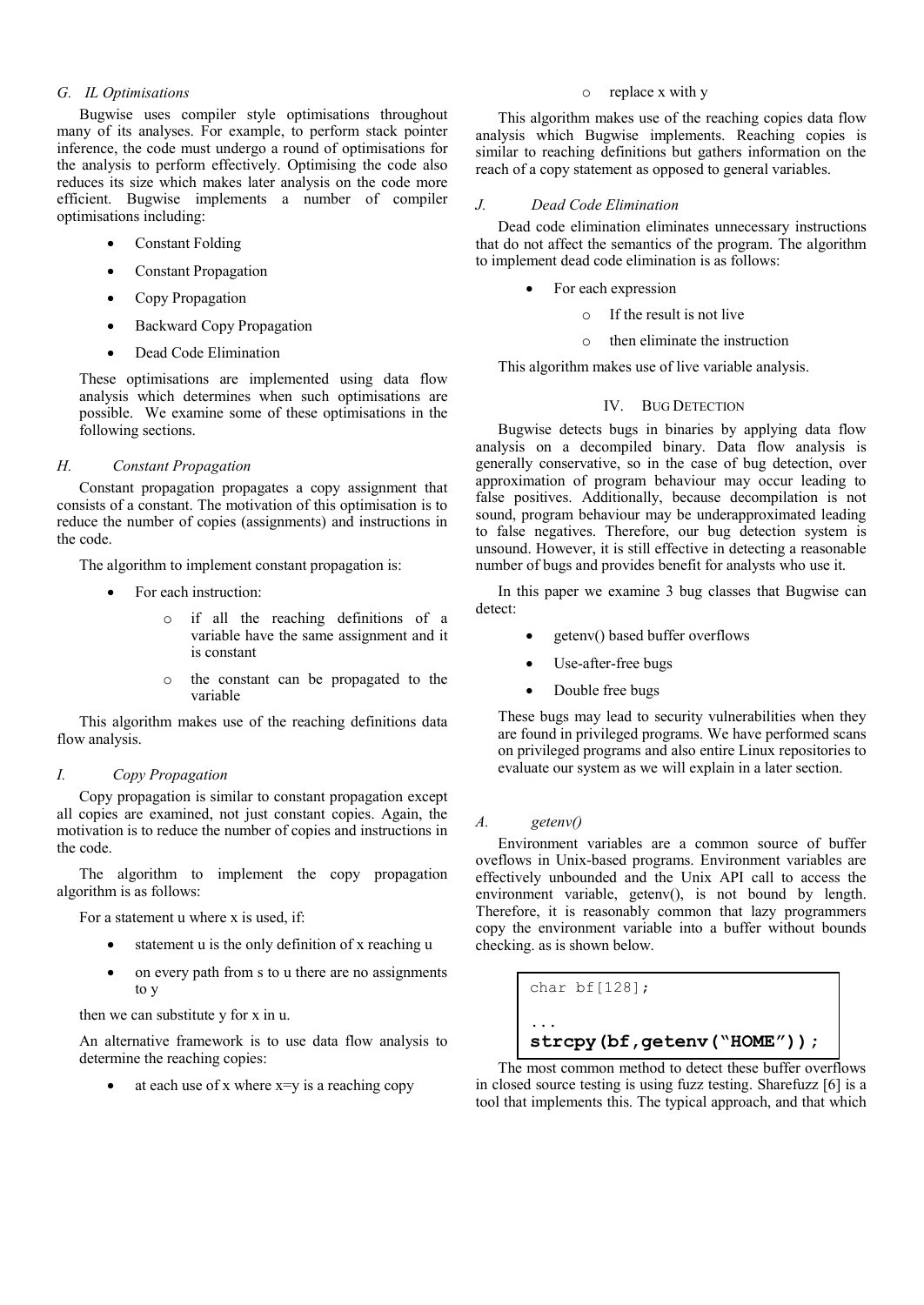### G. IL Optimisations

Bugwise uses compiler style optimisations throughout many of its analyses. For example, to perform stack pointer inference, the code must undergo a round of optimisations for the analysis to perform effectively. Optimising the code also reduces its size which makes later analysis on the code more efficient. Bugwise implements a number of compiler optimisations including:

- Constant Folding
- Constant Propagation
- Copy Propagation
- Backward Copy Propagation
- Dead Code Elimination

These optimisations are implemented using data flow analysis which determines when such optimisations are possible. We examine some of these optimisations in the following sections.

### H. Constant Propagation

Constant propagation propagates a copy assignment that consists of a constant. The motivation of this optimisation is to reduce the number of copies (assignments) and instructions in the code.

The algorithm to implement constant propagation is:

- For each instruction:
  - if all the reaching definitions of a variable have the same assignment and it is constant
  - the constant can be propagated to the variable

This algorithm makes use of the reaching definitions data flow analysis.

### I. Copy Propagation

Copy propagation is similar to constant propagation except all copies are examined, not just constant copies. Again, the motivation is to reduce the number of copies and instructions in the code.

The algorithm to implement the copy propagation algorithm is as follows:

For a statement u where x is used, if:

- statement u is the only definition of x reaching u
- on every path from s to u there are no assignments to y

then we can substitute y for x in u.

An alternative framework is to use data flow analysis to determine the reaching copies:

- at each use of x where x=y is a reaching copy
  - replace x with y

This algorithm makes use of the reaching copies data flow analysis which Bugwise implements. Reaching copies is similar to reaching definitions but gathers information on the reach of a copy statement as opposed to general variables.

### J. Dead Code Elimination

Dead code elimination eliminates unnecessary instructions that do not affect the semantics of the program. The algorithm to implement dead code elimination is as follows:

- For each expression
  - If the result is not live
  - then eliminate the instruction

This algorithm makes use of live variable analysis.

## IV. Bug Detection

Bugwise detects bugs in binaries by applying data flow analysis on a decompiled binary. Data flow analysis is generally conservative, so in the case of bug detection, over approximation of program behaviour may occur leading to false positives. Additionally, because decompilation is not sound, program behaviour may be underapproximated leading to false negatives. Therefore, our bug detection system is unsound. However, it is still effective in detecting a reasonable number of bugs and provides benefit for analysts who use it.

In this paper we examine 3 bug classes that Bugwise can detect:

- getenv() based buffer overflows
- Use-after-free bugs
- Double free bugs

These bugs may lead to security vulnerabilities when they are found in privileged programs. We have performed scans on privileged programs and also entire Linux repositories to evaluate our system as we will explain in a later section.

### A. getenv()

Environment variables are a common source of buffer oveflows in Unix-based programs. Environment variables are effectively unbounded and the Unix API call to access the environment variable, getenv(), is not bound by length. Therefore, it is reasonably common that lazy programmers copy the environment variable into a buffer without bounds checking. as is shown below.

```
char bf[128];

...
strcpy(bf,getenv("HOME"));
```

The most common method to detect these buffer overflows in closed source testing is using fuzz testing. Sharefuzz [6] is a tool that implements this. The typical approach, and that which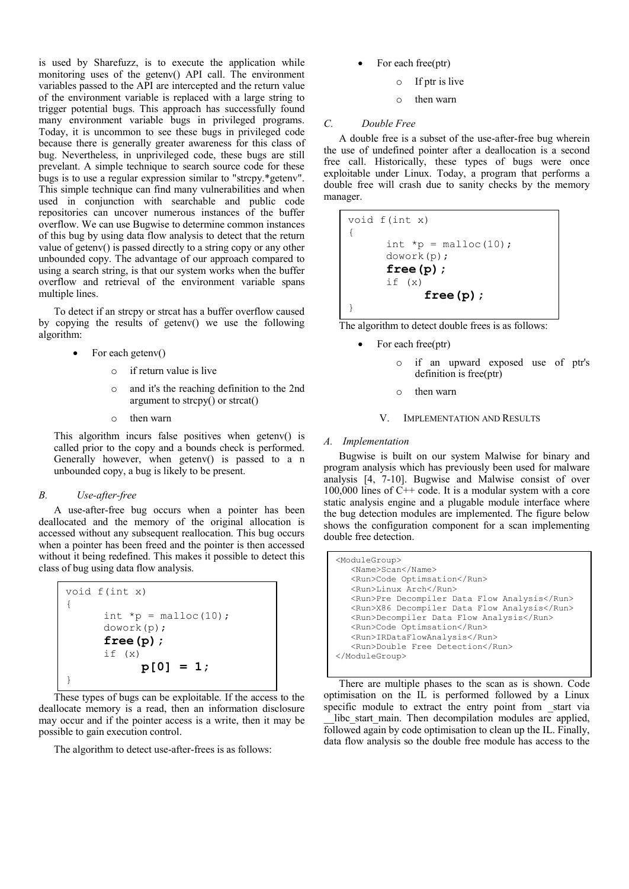is used by Sharefuzz, is to execute the application while monitoring uses of the getenv() API call. The environment variables passed to the API are intercepted and the return value of the environment variable is replaced with a large string to trigger potential bugs. This approach has successfully found many environment variable bugs in privileged programs. Today, it is uncommon to see these bugs in privileged code because there is generally greater awareness for this class of bug. Nevertheless, in unprivileged code, these bugs are still prevelant. A simple technique to search source code for these bugs is to use a regular expression similar to "strcpy.*getenv". This simple technique can find many vulnerabilities and when used in conjunction with searchable and public code repositories can uncover numerous instances of the buffer overflow. We can use Bugwise to determine common instances of this bug by using data flow analysis to detect that the return value of getenv() is passed directly to a string copy or any other unbounded copy. The advantage of our approach compared to using a search string, is that our system works when the buffer overflow and retrieval of the environment variable spans multiple lines.

To detect if an strcpy or strcat has a buffer overflow caused by copying the results of getenv() we use the following algorithm:

- For each getenv()
  - if return value is live
  - and it's the reaching definition to the 2nd argument to strcpy() or strcat()
  - then warn

This algorithm incurs false positives when getenv() is called prior to the copy and a bounds check is performed. Generally however, when getenv() is passed to a n unbounded copy, a bug is likely to be present.

### *B. Use-after-free*

A use-after-free bug occurs when a pointer has been deallocated and the memory of the original allocation is accessed without any subsequent reallocation. This bug occurs when a pointer has been freed and the pointer is then accessed without it being redefined. This makes it possible to detect this class of bug using data flow analysis.

```
void f(int x)
{
      int *p = malloc(10);
      dowork(p);
      free(p);
      if (x)
            p[0] = 1;
}
```

These types of bugs can be exploitable. If the access to the deallocate memory is a read, then an information disclosure may occur and if the pointer access is a write, then it may be possible to gain execution control.

The algorithm to detect use-after-frees is as follows:

- For each free(ptr)
  - If ptr is live
  - then warn

### *C. Double Free*

A double free is a subset of the use-after-free bug wherein the use of undefined pointer after a deallocation is a second free call. Historically, these types of bugs were once exploitable under Linux. Today, a program that performs a double free will crash due to sanity checks by the memory manager.

```
void f(int x)
{
      int *p = malloc(10);
      dowork(p);
      free(p);
      if (x)
            free(p);
}
```

The algorithm to detect double frees is as follows:

- For each free(ptr)
  - if an upward exposed use of ptr's definition is free(ptr)
  - then warn

## V. Implementation and Results

### *A. Implementation*

Bugwise is built on our system Malwise for binary and program analysis which has previously been used for malware analysis [4, 7-10]. Bugwise and Malwise consist of over 100,000 lines of C++ code. It is a modular system with a core static analysis engine and a plugable module interface where the bug detection modules are implemented. The figure below shows the configuration component for a scan implementing double free detection.

```
<ModuleGroup>
   <Name>Scan</Name>
   <Run>Code Optimsation</Run>
   <Run>Linux Arch</Run>
   <Run>Pre Decompiler Data Flow Analysis</Run>
   <Run>X86 Decompiler Data Flow Analysis</Run>
   <Run>Decompiler Data Flow Analysis</Run>
   <Run>Code Optimsation</Run>
   <Run>IRDataFlowAnalysis</Run>
   <Run>Double Free Detection</Run>
</ModuleGroup>
```

There are multiple phases to the scan as is shown. Code optimisation on the IL is performed followed by a Linux specific module to extract the entry point from _start via __libc_start_main. Then decompilation modules are applied, followed again by code optimisation to clean up the IL. Finally, data flow analysis so the double free module has access to the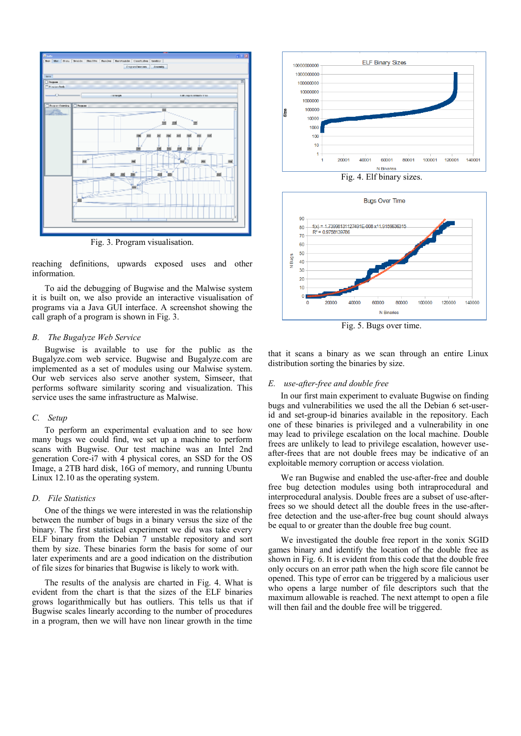Fig. 3. Program visualisation.

reaching definitions, upwards exposed uses and other information.

To aid the debugging of Bugwise and the Malwise system it is built on, we also provide an interactive visualisation of programs via a Java GUI interface. A screenshot showing the call graph of a program is shown in Fig. 3.

### *B. The Bugalyze Web Service*

Bugwise is available to use for the public as the Bugalyze.com web service. Bugwise and Bugalyze.com are implemented as a set of modules using our Malwise system. Our web services also serve another system, Simseer, that performs software similarity scoring and visualization. This service uses the same infrastructure as Malwise.

### *C. Setup*

To perform an experimental evaluation and to see how many bugs we could find, we set up a machine to perform scans with Bugwise. Our test machine was an Intel 2nd generation Core-i7 with 4 physical cores, an SSD for the OS Image, a 2TB hard disk, 16G of memory, and running Ubuntu Linux 12.10 as the operating system.

### *D. File Statistics*

One of the things we were interested in was the relationship between the number of bugs in a binary versus the size of the binary. The first statistical experiment we did was take every ELF binary from the Debian 7 unstable repository and sort them by size. These binaries form the basis for some of our later experiments and are a good indication on the distribution of file sizes for binaries that Bugwise is likely to work with.

The results of the analysis are charted in Fig. 4. What is evident from the chart is that the sizes of the ELF binaries grows logarithmically but has outliers. This tells us that if Bugwise scales linearly according to the number of procedures in a program, then we will have non linear growth in the time that it scans a binary as we scan through an entire Linux distribution sorting the binaries by size.

Fig. 4. Elf binary sizes.

Fig. 5. Bugs over time.

### *E. use-after-free and double free*

In our first main experiment to evaluate Bugwise on finding bugs and vulnerabilities we used the all the Debian 6 set-user-id and set-group-id binaries available in the repository. Each one of these binaries is privileged and a vulnerability in one may lead to privilege escalation on the local machine. Double frees are unlikely to lead to privilege escalation, however use-after-frees that are not double frees may be indicative of an exploitable memory corruption or access violation.

We ran Bugwise and enabled the use-after-free and double free bug detection modules using both intraprocedural and interprocedural analysis. Double frees are a subset of use-after-frees so we should detect all the double frees in the use-after-free detection and the use-after-free bug count should always be equal to or greater than the double free bug count.

We investigated the double free report in the xonix SGID games binary and identify the location of the double free as shown in Fig. 6. It is evident from this code that the double free only occurs on an error path when the high score file cannot be opened. This type of error can be triggered by a malicious user who opens a large number of file descriptors such that the maximum allowable is reached. The next attempt to open a file will then fail and the double free will be triggered.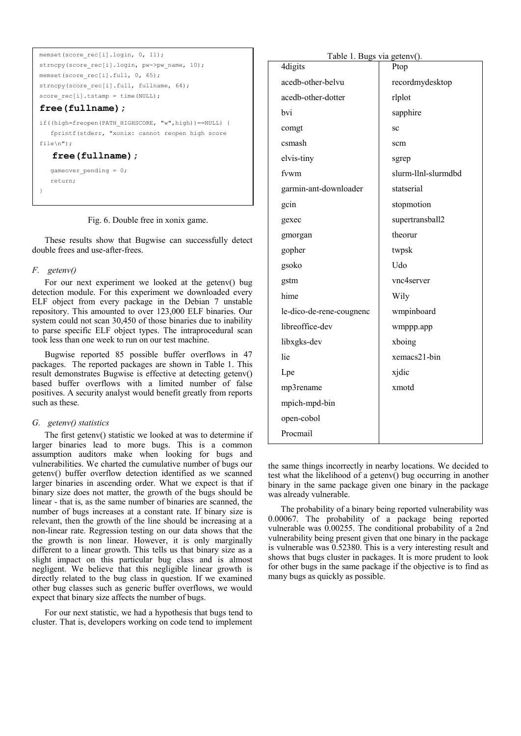```
memset(score_rec[i].login, 0, 11);
strncpy(score_rec[i].login, pw->pw_name, 10);
memset(score_rec[i].full, 0, 65);
strncpy(score_rec[i].full, fullname, 64);
score_rec[i].tstamp = time(NULL);
free(fullname);
if((high=freopen(PATH_HIGHSCORE, "w",high))==NULL) {
   fprintf(stderr, "xonix: cannot reopen high score
file\n");
   free(fullname);
   gameover_pending = 0;
   return;
}
```

Fig. 6. Double free in xonix game.

These results show that Bugwise can successfully detect double frees and use-after-frees.

### *F. getenv()*

For our next experiment we looked at the getenv() bug detection module. For this experiment we downloaded every ELF object from every package in the Debian 7 unstable repository. This amounted to over 123,000 ELF binaries. Our system could not scan 30,450 of those binaries due to inability to parse specific ELF object types. The intraprocedural scan took less than one week to run on our test machine.

Bugwise reported 85 possible buffer overflows in 47 packages. The reported packages are shown in Table 1. This result demonstrates Bugwise is effective at detecting getenv() based buffer overflows with a limited number of false positives. A security analyst would benefit greatly from reports such as these.

### *G. getenv() statistics*

The first getenv() statistic we looked at was to determine if larger binaries lead to more bugs. This is a common assumption auditors make when looking for bugs and vulnerabilities. We charted the cumulative number of bugs our getenv() buffer overflow detection identified as we scanned larger binaries in ascending order. What we expect is that if binary size does not matter, the growth of the bugs should be linear - that is, as the same number of binaries are scanned, the number of bugs increases at a constant rate. If binary size is relevant, then the growth of the line should be increasing at a non-linear rate. Regression testing on our data shows that the the growth is non linear. However, it is only marginally different to a linear growth. This tells us that binary size as a slight impact on this particular bug class and is almost negligent. We believe that this negligible linear growth is directly related to the bug class in question. If we examined other bug classes such as generic buffer overflows, we would expect that binary size affects the number of bugs.

For our next statistic, we had a hypothesis that bugs tend to cluster. That is, developers working on code tend to implement the same things incorrectly in nearby locations. We decided to test what the likelihood of a getenv() bug occurring in another binary in the same package given one binary in the package was already vulnerable.

The probability of a binary being reported vulnerability was 0.00067. The probability of a package being reported vulnerable was 0.00255. The conditional probability of a 2nd vulnerability being present given that one binary in the package is vulnerable was 0.52380. This is a very interesting result and shows that bugs cluster in packages. It is more prudent to look for other bugs in the same package if the objective is to find as many bugs as quickly as possible.

Table 1. Bugs via getenv().

| | |
|---|---|
| 4digits | Ptop |
| acedb-other-belvu | recordmydesktop |
| acedb-other-dotter | rlplot |
| bvi | sapphire |
| comgt | sc |
| csmash | scm |
| elvis-tiny | sgrep |
| fvwm | slurm-llnl-slurmdbd |
| garmin-ant-downloader | statserial |
| gcin | stopmotion |
| gexec | supertransball2 |
| gmorgan | theorur |
| gopher | twpsk |
| gsoko | Udo |
| gstm | vnc4server |
| hime | Wily |
| le-dico-de-rene-cougnenc | wmpinboard |
| libreoffice-dev | wmppp.app |
| libxgks-dev | xboing |
| lie | xemacs21-bin |
| Lpe | xjdic |
| mp3rename | xmotd |
| mpich-mpd-bin | |
| open-cobol | |
| Procmail | |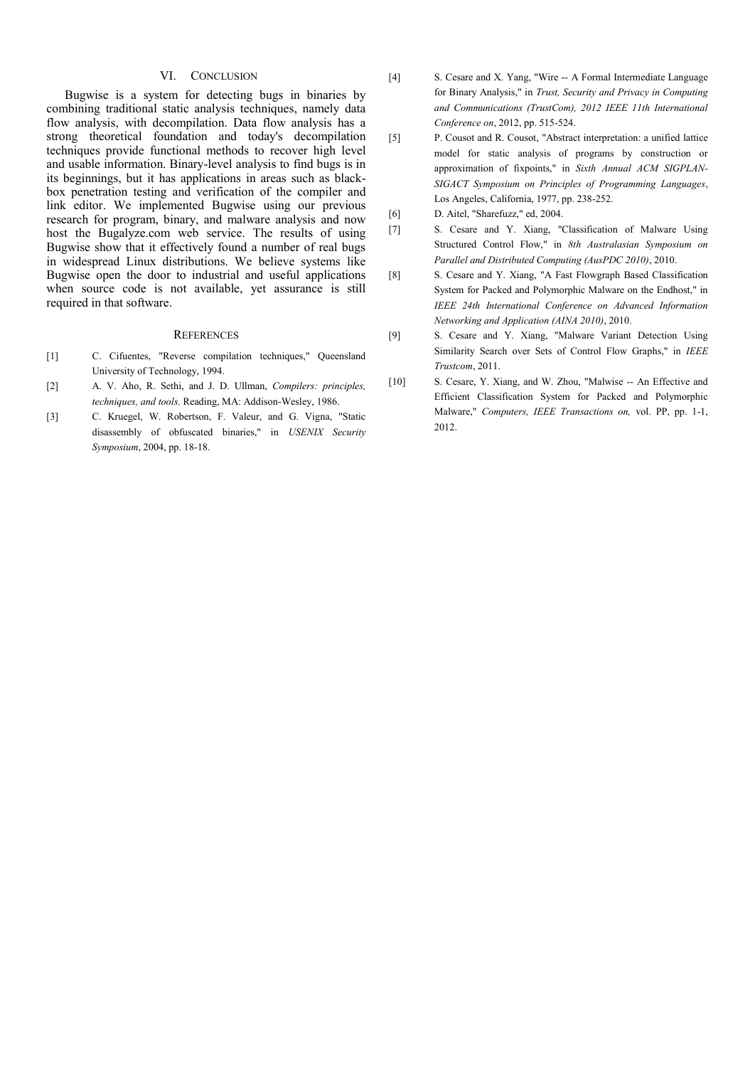## VI. Conclusion

Bugwise is a system for detecting bugs in binaries by combining traditional static analysis techniques, namely data flow analysis, with decompilation. Data flow analysis has a strong theoretical foundation and today's decompilation techniques provide functional methods to recover high level and usable information. Binary-level analysis to find bugs is in its beginnings, but it has applications in areas such as black-box penetration testing and verification of the compiler and link editor. We implemented Bugwise using our previous research for program, binary, and malware analysis and now host the Bugalyze.com web service. The results of using Bugwise show that it effectively found a number of real bugs in widespread Linux distributions. We believe systems like Bugwise open the door to industrial and useful applications when source code is not available, yet assurance is still required in that software.

## References

[1] C. Cifuentes, "Reverse compilation techniques," Queensland University of Technology, 1994.

[2] A. V. Aho, R. Sethi, and J. D. Ullman, *Compilers: principles, techniques, and tools*. Reading, MA: Addison-Wesley, 1986.

[3] C. Kruegel, W. Robertson, F. Valeur, and G. Vigna, "Static disassembly of obfuscated binaries," in *USENIX Security Symposium*, 2004, pp. 18-18.

[4] S. Cesare and X. Yang, "Wire -- A Formal Intermediate Language for Binary Analysis," in *Trust, Security and Privacy in Computing and Communications (TrustCom), 2012 IEEE 11th International Conference on*, 2012, pp. 515-524.

[5] P. Cousot and R. Cousot, "Abstract interpretation: a unified lattice model for static analysis of programs by construction or approximation of fixpoints," in *Sixth Annual ACM SIGPLAN-SIGACT Symposium on Principles of Programming Languages*, Los Angeles, California, 1977, pp. 238-252.

[6] D. Aitel, "Sharefuzz," ed, 2004.

[7] S. Cesare and Y. Xiang, "Classification of Malware Using Structured Control Flow," in *8th Australasian Symposium on Parallel and Distributed Computing (AusPDC 2010)*, 2010.

[8] S. Cesare and Y. Xiang, "A Fast Flowgraph Based Classification System for Packed and Polymorphic Malware on the Endhost," in *IEEE 24th International Conference on Advanced Information Networking and Application (AINA 2010)*, 2010.

[9] S. Cesare and Y. Xiang, "Malware Variant Detection Using Similarity Search over Sets of Control Flow Graphs," in *IEEE Trustcom*, 2011.

[10] S. Cesare, Y. Xiang, and W. Zhou, "Malwise -- An Effective and Efficient Classification System for Packed and Polymorphic Malware," *Computers, IEEE Transactions on,* vol. PP, pp. 1-1, 2012.